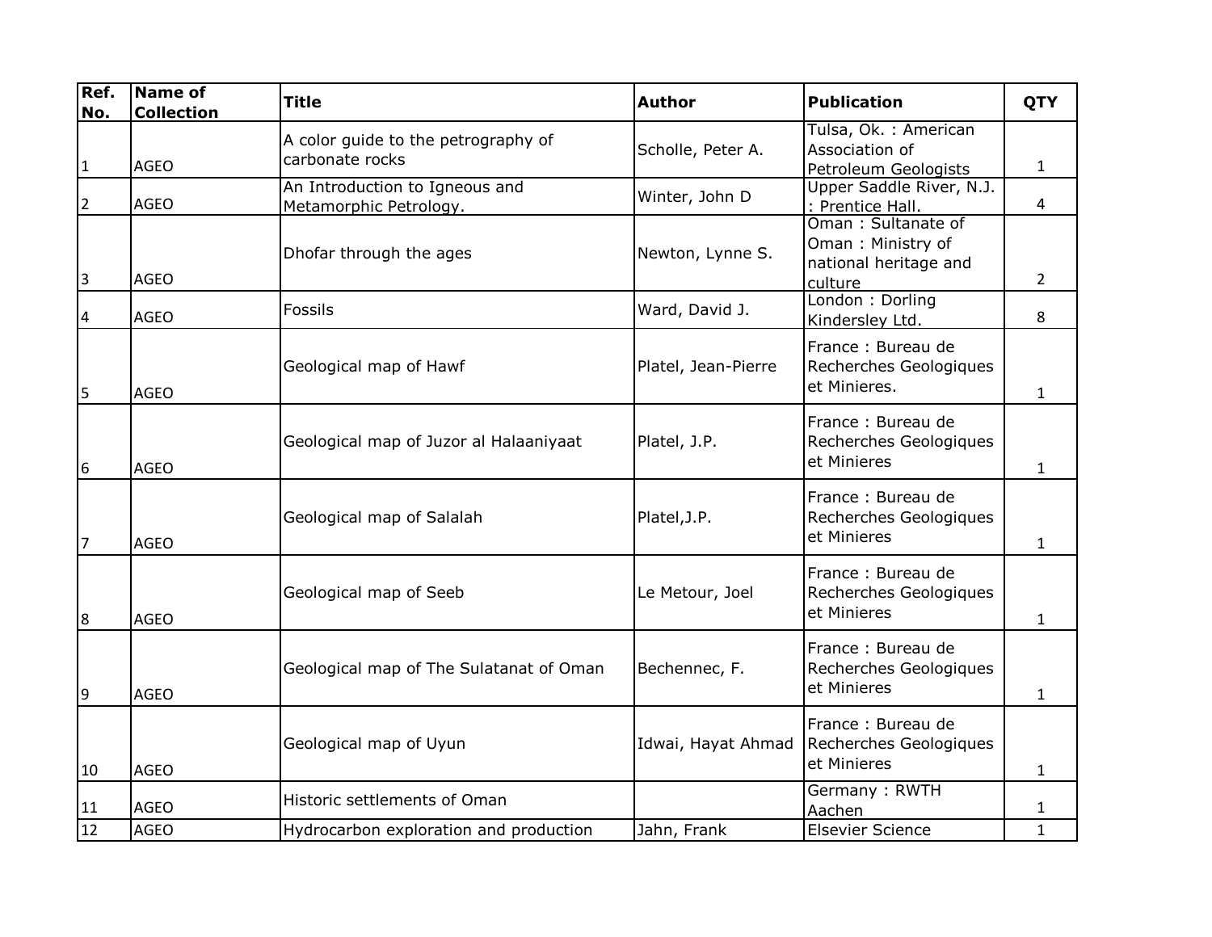| Ref. No. | Name of Collection | Title | Author | Publication | QTY |
|---|---|---|---|---|---|
| 1 | AGEO | A color guide to the petrography of carbonate rocks | Scholle, Peter A. | Tulsa, Ok. : American Association of Petroleum Geologists | 1 |
| 2 | AGEO | An Introduction to Igneous and Metamorphic Petrology. | Winter, John D | Upper Saddle River, N.J. : Prentice Hall. | 4 |
| 3 | AGEO | Dhofar through the ages | Newton, Lynne S. | Oman : Sultanate of Oman : Ministry of national heritage and culture | 2 |
| 4 | AGEO | Fossils | Ward, David J. | London : Dorling Kindersley Ltd. | 8 |
| 5 | AGEO | Geological map of Hawf | Platel, Jean-Pierre | France : Bureau de Recherches Geologiques et Minieres. | 1 |
| 6 | AGEO | Geological map of Juzor al Halaaniyaat | Platel, J.P. | France : Bureau de Recherches Geologiques et Minieres | 1 |
| 7 | AGEO | Geological map of Salalah | Platel,J.P. | France : Bureau de Recherches Geologiques et Minieres | 1 |
| 8 | AGEO | Geological map of Seeb | Le Metour, Joel | France : Bureau de Recherches Geologiques et Minieres | 1 |
| 9 | AGEO | Geological map of The Sulatanat of Oman | Bechennec, F. | France : Bureau de Recherches Geologiques et Minieres | 1 |
| 10 | AGEO | Geological map of Uyun | Idwai, Hayat Ahmad | France : Bureau de Recherches Geologiques et Minieres | 1 |
| 11 | AGEO | Historic settlements of Oman | | Germany : RWTH Aachen | 1 |
| 12 | AGEO | Hydrocarbon exploration and production | Jahn, Frank | Elsevier Science | 1 |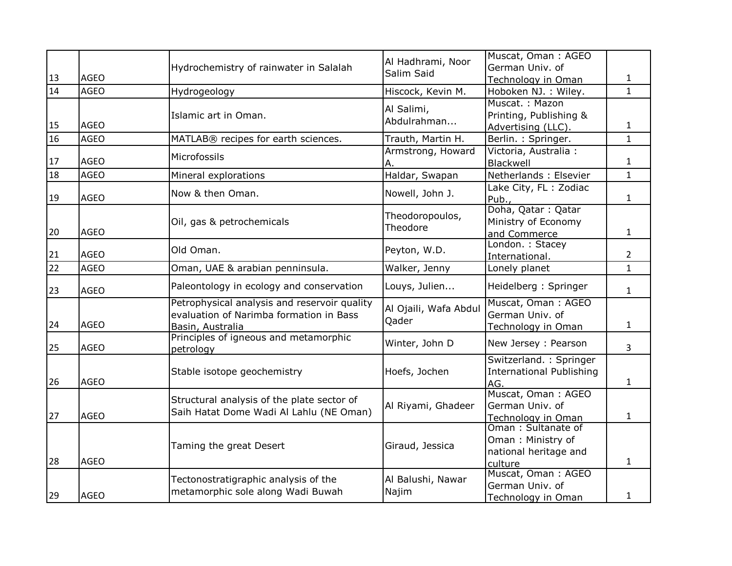| 13 | AGEO | Hydrochemistry of rainwater in Salalah | Al Hadhrami, Noor Salim Said | Muscat, Oman : AGEO German Univ. of Technology in Oman | 1 |
|---|---|---|---|---|---|
| 14 | AGEO | Hydrogeology | Hiscock, Kevin M. | Hoboken NJ. : Wiley. | 1 |
| 15 | AGEO | Islamic art in Oman. | Al Salimi, Abdulrahman... | Muscat. : Mazon Printing, Publishing & Advertising (LLC). | 1 |
| 16 | AGEO | MATLAB® recipes for earth sciences. | Trauth, Martin H. | Berlin. : Springer. | 1 |
| 17 | AGEO | Microfossils | Armstrong, Howard A. | Victoria, Australia : Blackwell | 1 |
| 18 | AGEO | Mineral explorations | Haldar, Swapan | Netherlands : Elsevier | 1 |
| 19 | AGEO | Now & then Oman. | Nowell, John J. | Lake City, FL : Zodiac Pub., | 1 |
| 20 | AGEO | Oil, gas & petrochemicals | Theodoropoulos, Theodore | Doha, Qatar : Qatar Ministry of Economy and Commerce | 1 |
| 21 | AGEO | Old Oman. | Peyton, W.D. | London. : Stacey International. | 2 |
| 22 | AGEO | Oman, UAE & arabian penninsula. | Walker, Jenny | Lonely planet | 1 |
| 23 | AGEO | Paleontology in ecology and conservation | Louys, Julien... | Heidelberg : Springer | 1 |
| 24 | AGEO | Petrophysical analysis and reservoir quality evaluation of Narimba formation in Bass Basin, Australia | Al Ojaili, Wafa Abdul Qader | Muscat, Oman : AGEO German Univ. of Technology in Oman | 1 |
| 25 | AGEO | Principles of igneous and metamorphic petrology | Winter, John D | New Jersey : Pearson | 3 |
| 26 | AGEO | Stable isotope geochemistry | Hoefs, Jochen | Switzerland. : Springer International Publishing AG. | 1 |
| 27 | AGEO | Structural analysis of the plate sector of Saih Hatat Dome Wadi Al Lahlu (NE Oman) | Al Riyami, Ghadeer | Muscat, Oman : AGEO German Univ. of Technology in Oman | 1 |
| 28 | AGEO | Taming the great Desert | Giraud, Jessica | Oman : Sultanate of Oman : Ministry of national heritage and culture | 1 |
| 29 | AGEO | Tectonostratigraphic analysis of the metamorphic sole along Wadi Buwah | Al Balushi, Nawar Najim | Muscat, Oman : AGEO German Univ. of Technology in Oman | 1 |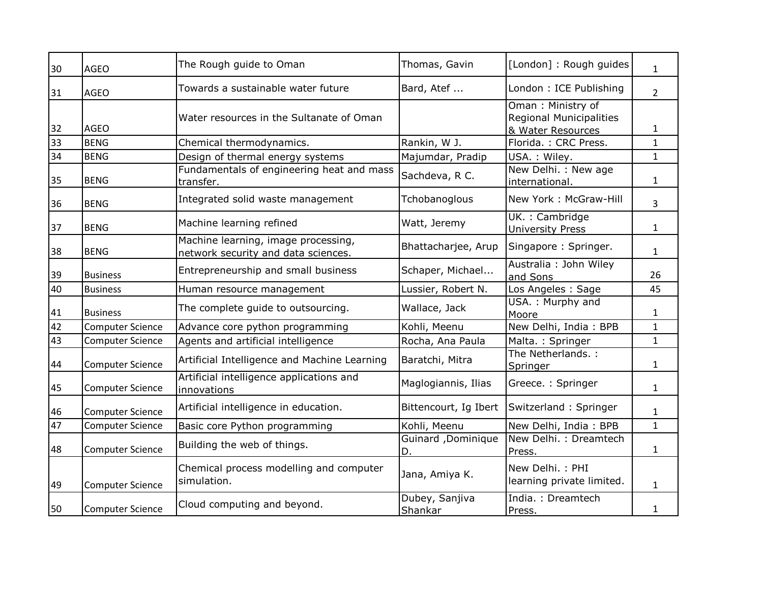| 30 | AGEO | The Rough guide to Oman | Thomas, Gavin | [London] : Rough guides | 1 |
|---|---|---|---|---|---|
| 31 | AGEO | Towards a sustainable water future | Bard, Atef ... | London : ICE Publishing | 2 |
| 32 | AGEO | Water resources in the Sultanate of Oman | | Oman : Ministry of Regional Municipalities & Water Resources | 1 |
| 33 | BENG | Chemical thermodynamics. | Rankin, W J. | Florida. : CRC Press. | 1 |
| 34 | BENG | Design of thermal energy systems | Majumdar, Pradip | USA. : Wiley. | 1 |
| 35 | BENG | Fundamentals of engineering heat and mass transfer. | Sachdeva, R C. | New Delhi. : New age international. | 1 |
| 36 | BENG | Integrated solid waste management | Tchobanoglous | New York : McGraw-Hill | 3 |
| 37 | BENG | Machine learning refined | Watt, Jeremy | UK. : Cambridge University Press | 1 |
| 38 | BENG | Machine learning, image processing, network security and data sciences. | Bhattacharjee, Arup | Singapore : Springer. | 1 |
| 39 | Business | Entrepreneurship and small business | Schaper, Michael... | Australia : John Wiley and Sons | 26 |
| 40 | Business | Human resource management | Lussier, Robert N. | Los Angeles : Sage | 45 |
| 41 | Business | The complete guide to outsourcing. | Wallace, Jack | USA. : Murphy and Moore | 1 |
| 42 | Computer Science | Advance core python programming | Kohli, Meenu | New Delhi, India : BPB | 1 |
| 43 | Computer Science | Agents and artificial intelligence | Rocha, Ana Paula | Malta. : Springer | 1 |
| 44 | Computer Science | Artificial Intelligence and Machine Learning | Baratchi, Mitra | The Netherlands. : Springer | 1 |
| 45 | Computer Science | Artificial intelligence applications and innovations | Maglogiannis, Ilias | Greece. : Springer | 1 |
| 46 | Computer Science | Artificial intelligence in education. | Bittencourt, Ig Ibert | Switzerland : Springer | 1 |
| 47 | Computer Science | Basic core Python programming | Kohli, Meenu | New Delhi, India : BPB | 1 |
| 48 | Computer Science | Building the web of things. | Guinard ,Dominique D. | New Delhi. : Dreamtech Press. | 1 |
| 49 | Computer Science | Chemical process modelling and computer simulation. | Jana, Amiya K. | New Delhi. : PHI learning private limited. | 1 |
| 50 | Computer Science | Cloud computing and beyond. | Dubey, Sanjiva Shankar | India. : Dreamtech Press. | 1 |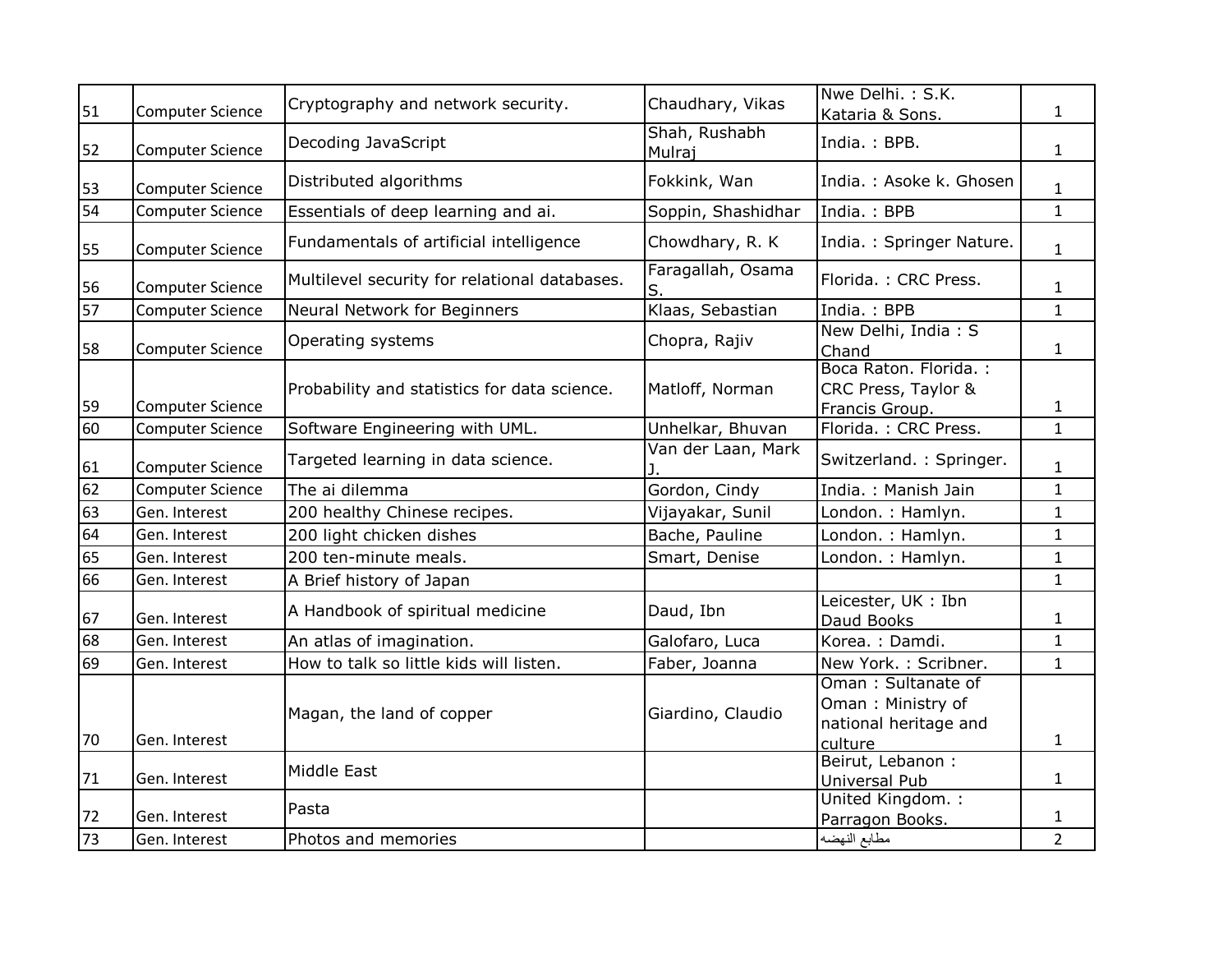| 51 | Computer Science | Cryptography and network security. | Chaudhary, Vikas | Nwe Delhi. : S.K. Kataria & Sons. | 1 |
|---|---|---|---|---|---|
| 52 | Computer Science | Decoding JavaScript | Shah, Rushabh Mulraj | India. : BPB. | 1 |
| 53 | Computer Science | Distributed algorithms | Fokkink, Wan | India. : Asoke k. Ghosen | 1 |
| 54 | Computer Science | Essentials of deep learning and ai. | Soppin, Shashidhar | India. : BPB | 1 |
| 55 | Computer Science | Fundamentals of artificial intelligence | Chowdhary, R. K | India. : Springer Nature. | 1 |
| 56 | Computer Science | Multilevel security for relational databases. | Faragallah, Osama S. | Florida. : CRC Press. | 1 |
| 57 | Computer Science | Neural Network for Beginners | Klaas, Sebastian | India. : BPB | 1 |
| 58 | Computer Science | Operating systems | Chopra, Rajiv | New Delhi, India : S Chand | 1 |
| 59 | Computer Science | Probability and statistics for data science. | Matloff, Norman | Boca Raton. Florida. : CRC Press, Taylor & Francis Group. | 1 |
| 60 | Computer Science | Software Engineering with UML. | Unhelkar, Bhuvan | Florida. : CRC Press. | 1 |
| 61 | Computer Science | Targeted learning in data science. | Van der Laan, Mark J. | Switzerland. : Springer. | 1 |
| 62 | Computer Science | The ai dilemma | Gordon, Cindy | India. : Manish Jain | 1 |
| 63 | Gen. Interest | 200 healthy Chinese recipes. | Vijayakar, Sunil | London. : Hamlyn. | 1 |
| 64 | Gen. Interest | 200 light chicken dishes | Bache, Pauline | London. : Hamlyn. | 1 |
| 65 | Gen. Interest | 200 ten-minute meals. | Smart, Denise | London. : Hamlyn. | 1 |
| 66 | Gen. Interest | A Brief history of Japan | | | 1 |
| 67 | Gen. Interest | A Handbook of spiritual medicine | Daud, Ibn | Leicester, UK : Ibn Daud Books | 1 |
| 68 | Gen. Interest | An atlas of imagination. | Galofaro, Luca | Korea. : Damdi. | 1 |
| 69 | Gen. Interest | How to talk so little kids will listen. | Faber, Joanna | New York. : Scribner. | 1 |
| 70 | Gen. Interest | Magan, the land of copper | Giardino, Claudio | Oman : Sultanate of Oman : Ministry of national heritage and culture | 1 |
| 71 | Gen. Interest | Middle East | | Beirut, Lebanon : Universal Pub | 1 |
| 72 | Gen. Interest | Pasta | | United Kingdom. : Parragon Books. | 1 |
| 73 | Gen. Interest | Photos and memories | | مطابع النهضه | 2 |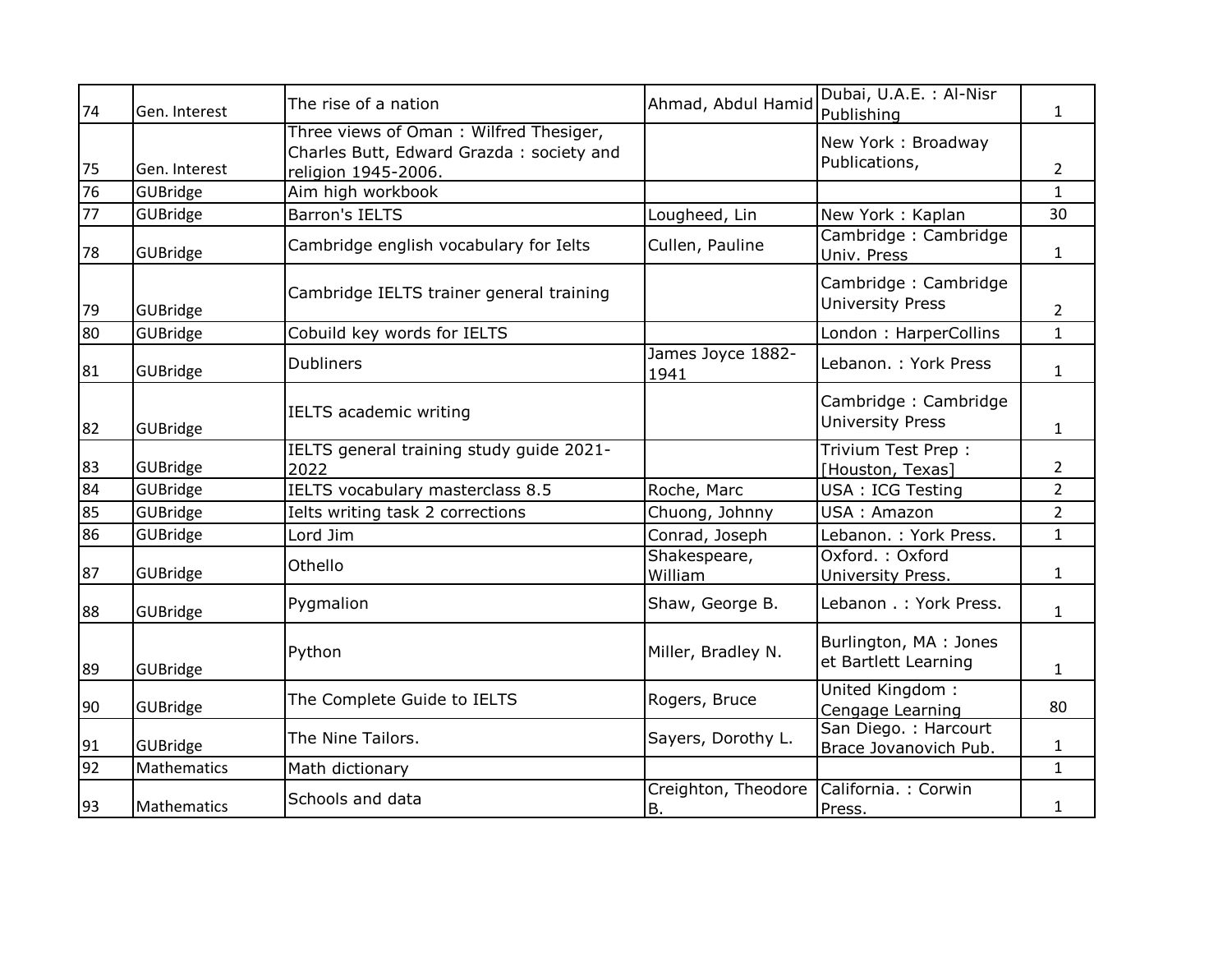| 74 | Gen. Interest | The rise of a nation | Ahmad, Abdul Hamid | Dubai, U.A.E. : Al-Nisr Publishing | 1 |
|---|---|---|---|---|---|
| 75 | Gen. Interest | Three views of Oman : Wilfred Thesiger, Charles Butt, Edward Grazda : society and religion 1945-2006. | | New York : Broadway Publications, | 2 |
| 76 | GUBridge | Aim high workbook | | | 1 |
| 77 | GUBridge | Barron's IELTS | Lougheed, Lin | New York : Kaplan | 30 |
| 78 | GUBridge | Cambridge english vocabulary for Ielts | Cullen, Pauline | Cambridge : Cambridge Univ. Press | 1 |
| 79 | GUBridge | Cambridge IELTS trainer general training | | Cambridge : Cambridge University Press | 2 |
| 80 | GUBridge | Cobuild key words for IELTS | | London : HarperCollins | 1 |
| 81 | GUBridge | Dubliners | James Joyce 1882-1941 | Lebanon. : York Press | 1 |
| 82 | GUBridge | IELTS academic writing | | Cambridge : Cambridge University Press | 1 |
| 83 | GUBridge | IELTS general training study guide 2021-2022 | | Trivium Test Prep : [Houston, Texas] | 2 |
| 84 | GUBridge | IELTS vocabulary masterclass 8.5 | Roche, Marc | USA : ICG Testing | 2 |
| 85 | GUBridge | Ielts writing task 2 corrections | Chuong, Johnny | USA : Amazon | 2 |
| 86 | GUBridge | Lord Jim | Conrad, Joseph | Lebanon. : York Press. | 1 |
| 87 | GUBridge | Othello | Shakespeare, William | Oxford. : Oxford University Press. | 1 |
| 88 | GUBridge | Pygmalion | Shaw, George B. | Lebanon . : York Press. | 1 |
| 89 | GUBridge | Python | Miller, Bradley N. | Burlington, MA : Jones et Bartlett Learning | 1 |
| 90 | GUBridge | The Complete Guide to IELTS | Rogers, Bruce | United Kingdom : Cengage Learning | 80 |
| 91 | GUBridge | The Nine Tailors. | Sayers, Dorothy L. | San Diego. : Harcourt Brace Jovanovich Pub. | 1 |
| 92 | Mathematics | Math dictionary | | | 1 |
| 93 | Mathematics | Schools and data | Creighton, Theodore B. | California. : Corwin Press. | 1 |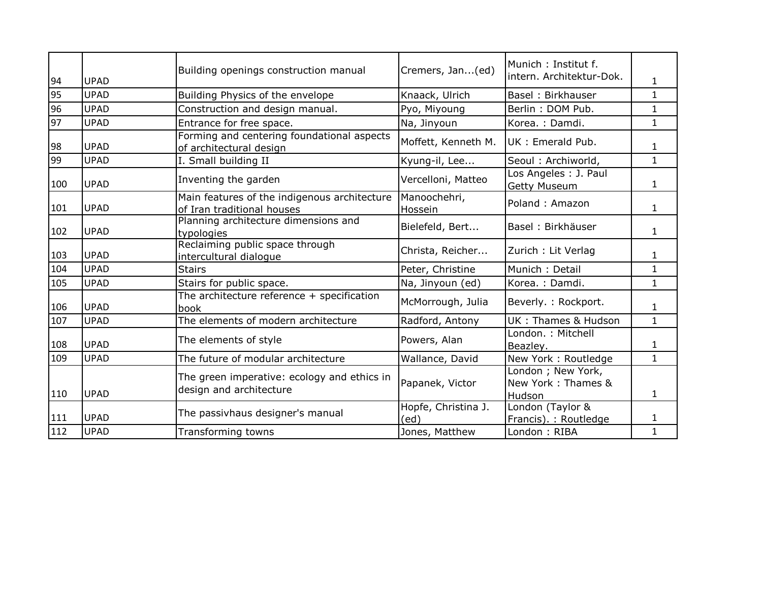| | | | | | |
|---|---|---|---|---|---|
| 94 | UPAD | Building openings construction manual | Cremers, Jan...(ed) | Munich : Institut f. intern. Architektur-Dok. | 1 |
| 95 | UPAD | Building Physics of the envelope | Knaack, Ulrich | Basel : Birkhauser | 1 |
| 96 | UPAD | Construction and design manual. | Pyo, Miyoung | Berlin : DOM Pub. | 1 |
| 97 | UPAD | Entrance for free space. | Na, Jinyoun | Korea. : Damdi. | 1 |
| 98 | UPAD | Forming and centering foundational aspects of architectural design | Moffett, Kenneth M. | UK : Emerald Pub. | 1 |
| 99 | UPAD | I. Small building II | Kyung-il, Lee... | Seoul : Archiworld, | 1 |
| 100 | UPAD | Inventing the garden | Vercelloni, Matteo | Los Angeles : J. Paul Getty Museum | 1 |
| 101 | UPAD | Main features of the indigenous architecture of Iran traditional houses | Manoochehri, Hossein | Poland : Amazon | 1 |
| 102 | UPAD | Planning architecture dimensions and typologies | Bielefeld, Bert... | Basel : Birkhäuser | 1 |
| 103 | UPAD | Reclaiming public space through intercultural dialogue | Christa, Reicher... | Zurich : Lit Verlag | 1 |
| 104 | UPAD | Stairs | Peter, Christine | Munich : Detail | 1 |
| 105 | UPAD | Stairs for public space. | Na, Jinyoun (ed) | Korea. : Damdi. | 1 |
| 106 | UPAD | The architecture reference + specification book | McMorrough, Julia | Beverly. : Rockport. | 1 |
| 107 | UPAD | The elements of modern architecture | Radford, Antony | UK : Thames & Hudson | 1 |
| 108 | UPAD | The elements of style | Powers, Alan | London. : Mitchell Beazley. | 1 |
| 109 | UPAD | The future of modular architecture | Wallance, David | New York : Routledge | 1 |
| 110 | UPAD | The green imperative: ecology and ethics in design and architecture | Papanek, Victor | London ; New York, New York : Thames & Hudson | 1 |
| 111 | UPAD | The passivhaus designer's manual | Hopfe, Christina J. (ed) | London (Taylor & Francis). : Routledge | 1 |
| 112 | UPAD | Transforming towns | Jones, Matthew | London : RIBA | 1 |